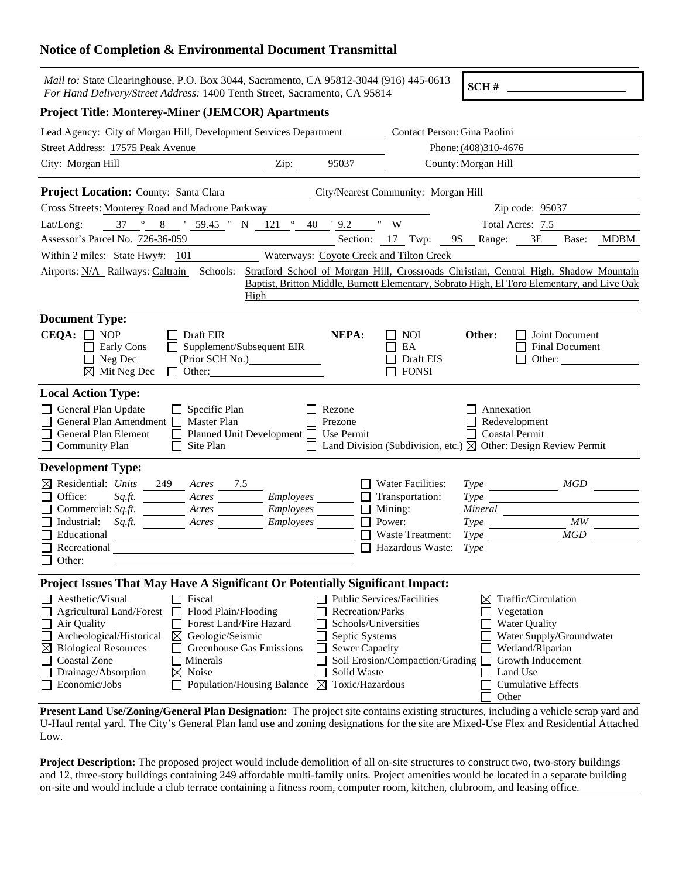# Notice of Completion & Environmental Document Transmittal

*Mail to:* State Clearinghouse, P.O. Box 3044, Sacramento, CA 95812-3044 (916) 445-0613
*For Hand Delivery/Street Address:* 1400 Tenth Street, Sacramento, CA 95814

**SCH #** ____________________

**Project Title: Monterey-Miner (JEMCOR) Apartments**

Lead Agency: City of Morgan Hill, Development Services Department — Contact Person: Gina Paolini
Street Address: 17575 Peak Avenue — Phone: (408)310-4676
City: Morgan Hill — Zip: 95037 — County: Morgan Hill

---

**Project Location:** County: Santa Clara — City/Nearest Community: Morgan Hill
Cross Streets: Monterey Road and Madrone Parkway — Zip code: 95037
Lat/Long: 37 ° 8 ' 59.45 " N 121 ° 40 ' 9.2 " W — Total Acres: 7.5
Assessor's Parcel No. 726-36-059 — Section: 17 Twp: 9S Range: 3E Base: MDBM
Within 2 miles: State Hwy#: 101 — Waterways: Coyote Creek and Tilton Creek
Airports: N/A Railways: Caltrain Schools: Stratford School of Morgan Hill, Crossroads Christian, Central High, Shadow Mountain Baptist, Britton Middle, Burnett Elementary, Sobrato High, El Toro Elementary, and Live Oak High

---

**Document Type:**

**CEQA:**
- ☐ NOP
- ☐ Early Cons
- ☐ Neg Dec
- ☒ Mit Neg Dec
- ☐ Draft EIR
- ☐ Supplement/Subsequent EIR (Prior SCH No.) ________
- ☐ Other: ________

**NEPA:**
- ☐ NOI
- ☐ EA
- ☐ Draft EIS
- ☐ FONSI

**Other:**
- ☐ Joint Document
- ☐ Final Document
- ☐ Other: ________

---

**Local Action Type:**

- ☐ General Plan Update
- ☐ General Plan Amendment
- ☐ General Plan Element
- ☐ Community Plan
- ☐ Specific Plan
- ☐ Master Plan
- ☐ Planned Unit Development
- ☐ Site Plan
- ☐ Rezone
- ☐ Prezone
- ☐ Use Permit
- ☐ Land Division (Subdivision, etc.)
- ☐ Annexation
- ☐ Redevelopment
- ☐ Coastal Permit
- ☒ Other: Design Review Permit

---

**Development Type:**

- ☒ Residential: *Units* 249 *Acres* 7.5
- ☐ Office: *Sq.ft.* ____ *Acres* ____ *Employees* ____
- ☐ Commercial: *Sq.ft.* ____ *Acres* ____ *Employees* ____
- ☐ Industrial: *Sq.ft.* ____ *Acres* ____ *Employees* ____
- ☐ Educational
- ☐ Recreational
- ☐ Other:
- ☐ Water Facilities: *Type* ____ *MGD* ____
- ☐ Transportation: *Type* ____
- ☐ Mining: *Mineral* ____
- ☐ Power: *Type* ____ *MW* ____
- ☐ Waste Treatment: *Type* ____ *MGD* ____
- ☐ Hazardous Waste: *Type* ____

---

**Project Issues That May Have A Significant Or Potentially Significant Impact:**

- ☐ Aesthetic/Visual
- ☐ Agricultural Land/Forest
- ☐ Air Quality
- ☐ Archeological/Historical
- ☒ Biological Resources
- ☐ Coastal Zone
- ☐ Drainage/Absorption
- ☐ Economic/Jobs
- ☐ Fiscal
- ☐ Flood Plain/Flooding
- ☐ Forest Land/Fire Hazard
- ☒ Geologic/Seismic
- ☐ Greenhouse Gas Emissions
- ☐ Minerals
- ☒ Noise
- ☐ Population/Housing Balance
- ☐ Public Services/Facilities
- ☐ Recreation/Parks
- ☐ Schools/Universities
- ☐ Septic Systems
- ☐ Sewer Capacity
- ☐ Soil Erosion/Compaction/Grading
- ☐ Solid Waste
- ☒ Toxic/Hazardous
- ☒ Traffic/Circulation
- ☐ Vegetation
- ☐ Water Quality
- ☐ Water Supply/Groundwater
- ☐ Wetland/Riparian
- ☐ Growth Inducement
- ☐ Land Use
- ☐ Cumulative Effects
- ☐ Other

---

**Present Land Use/Zoning/General Plan Designation:** The project site contains existing structures, including a vehicle scrap yard and U-Haul rental yard. The City's General Plan land use and zoning designations for the site are Mixed-Use Flex and Residential Attached Low.

**Project Description:** The proposed project would include demolition of all on-site structures to construct two, two-story buildings and 12, three-story buildings containing 249 affordable multi-family units. Project amenities would be located in a separate building on-site and would include a club terrace containing a fitness room, computer room, kitchen, clubroom, and leasing office.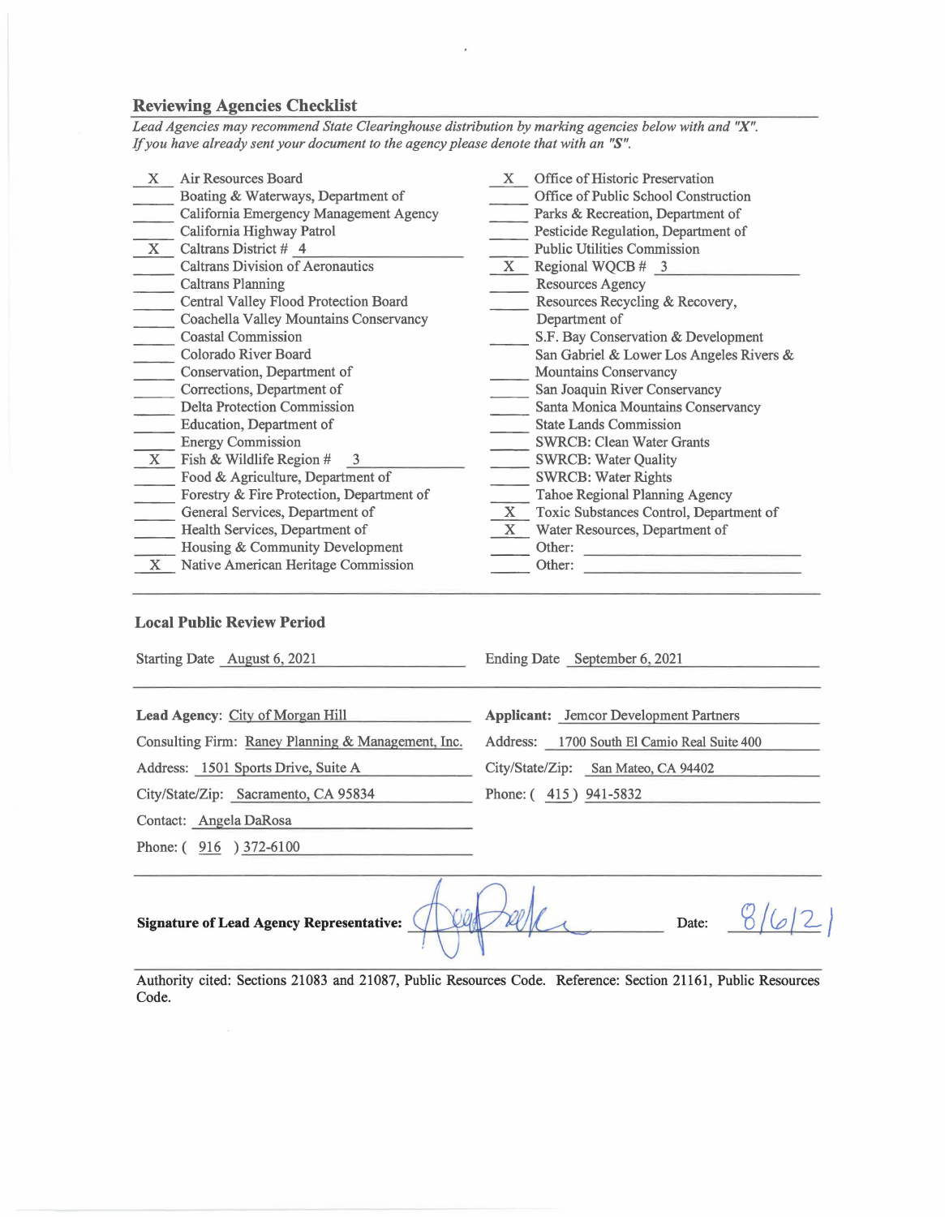## Reviewing Agencies Checklist

*Lead Agencies may recommend State Clearinghouse distribution by marking agencies below with and "X". If you have already sent your document to the agency please denote that with an "S".*

- X Air Resources Board
- \_\_\_ Boating & Waterways, Department of
- \_\_\_ California Emergency Management Agency
- \_\_\_ California Highway Patrol
- X Caltrans District # 4
- \_\_\_ Caltrans Division of Aeronautics
- \_\_\_ Caltrans Planning
- \_\_\_ Central Valley Flood Protection Board
- \_\_\_ Coachella Valley Mountains Conservancy
- \_\_\_ Coastal Commission
- \_\_\_ Colorado River Board
- \_\_\_ Conservation, Department of
- \_\_\_ Corrections, Department of
- \_\_\_ Delta Protection Commission
- \_\_\_ Education, Department of
- \_\_\_ Energy Commission
- X Fish & Wildlife Region # 3
- \_\_\_ Food & Agriculture, Department of
- \_\_\_ Forestry & Fire Protection, Department of
- \_\_\_ General Services, Department of
- \_\_\_ Health Services, Department of
- \_\_\_ Housing & Community Development
- X Native American Heritage Commission
- X Office of Historic Preservation
- \_\_\_ Office of Public School Construction
- \_\_\_ Parks & Recreation, Department of
- \_\_\_ Pesticide Regulation, Department of
- \_\_\_ Public Utilities Commission
- X Regional WQCB # 3
- \_\_\_ Resources Agency
- \_\_\_ Resources Recycling & Recovery, Department of
- \_\_\_ S.F. Bay Conservation & Development
- \_\_\_ San Gabriel & Lower Los Angeles Rivers & Mountains Conservancy
- \_\_\_ San Joaquin River Conservancy
- \_\_\_ Santa Monica Mountains Conservancy
- \_\_\_ State Lands Commission
- \_\_\_ SWRCB: Clean Water Grants
- \_\_\_ SWRCB: Water Quality
- \_\_\_ SWRCB: Water Rights
- \_\_\_ Tahoe Regional Planning Agency
- X Toxic Substances Control, Department of
- X Water Resources, Department of
- \_\_\_ Other: \_\_\_\_\_\_\_\_
- \_\_\_ Other: \_\_\_\_\_\_\_\_

## Local Public Review Period

Starting Date: August 6, 2021 | Ending Date: September 6, 2021

**Lead Agency:** City of Morgan Hill
Consulting Firm: Raney Planning & Management, Inc.
Address: 1501 Sports Drive, Suite A
City/State/Zip: Sacramento, CA 95834
Contact: Angela DaRosa
Phone: (916) 372-6100

**Applicant:** Jemcor Development Partners
Address: 1700 South El Camio Real Suite 400
City/State/Zip: San Mateo, CA 94402
Phone: (415) 941-5832

**Signature of Lead Agency Representative:** [signature] Date: 8/6/21

Authority cited: Sections 21083 and 21087, Public Resources Code. Reference: Section 21161, Public Resources Code.